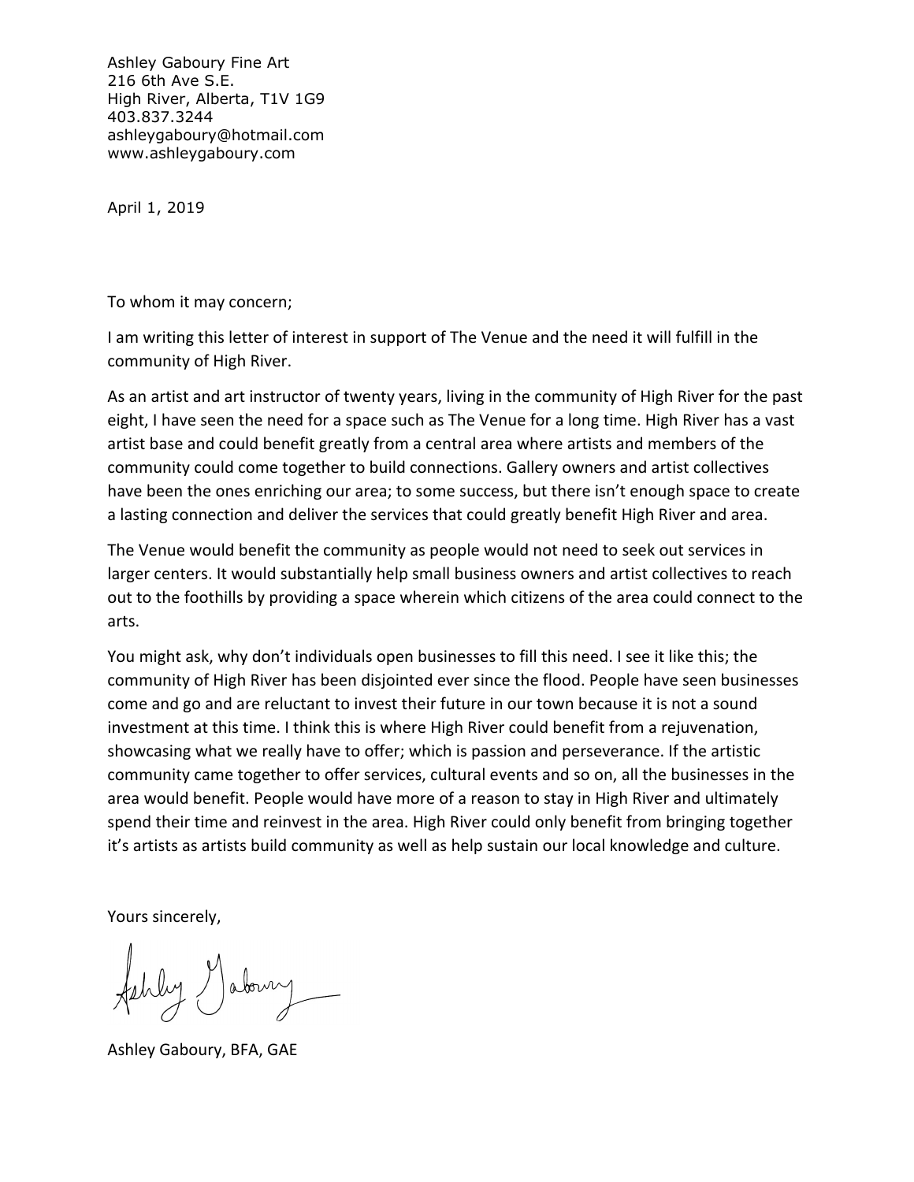Ashley Gaboury Fine Art
216 6th Ave S.E.
High River, Alberta, T1V 1G9
403.837.3244
ashleygaboury@hotmail.com
www.ashleygaboury.com

April 1, 2019

To whom it may concern;

I am writing this letter of interest in support of The Venue and the need it will fulfill in the community of High River.

As an artist and art instructor of twenty years, living in the community of High River for the past eight, I have seen the need for a space such as The Venue for a long time. High River has a vast artist base and could benefit greatly from a central area where artists and members of the community could come together to build connections. Gallery owners and artist collectives have been the ones enriching our area; to some success, but there isn't enough space to create a lasting connection and deliver the services that could greatly benefit High River and area.

The Venue would benefit the community as people would not need to seek out services in larger centers. It would substantially help small business owners and artist collectives to reach out to the foothills by providing a space wherein which citizens of the area could connect to the arts.

You might ask, why don't individuals open businesses to fill this need. I see it like this; the community of High River has been disjointed ever since the flood. People have seen businesses come and go and are reluctant to invest their future in our town because it is not a sound investment at this time. I think this is where High River could benefit from a rejuvenation, showcasing what we really have to offer; which is passion and perseverance. If the artistic community came together to offer services, cultural events and so on, all the businesses in the area would benefit. People would have more of a reason to stay in High River and ultimately spend their time and reinvest in the area. High River could only benefit from bringing together it's artists as artists build community as well as help sustain our local knowledge and culture.

Yours sincerely,

Ashley Gaboury

Ashley Gaboury, BFA, GAE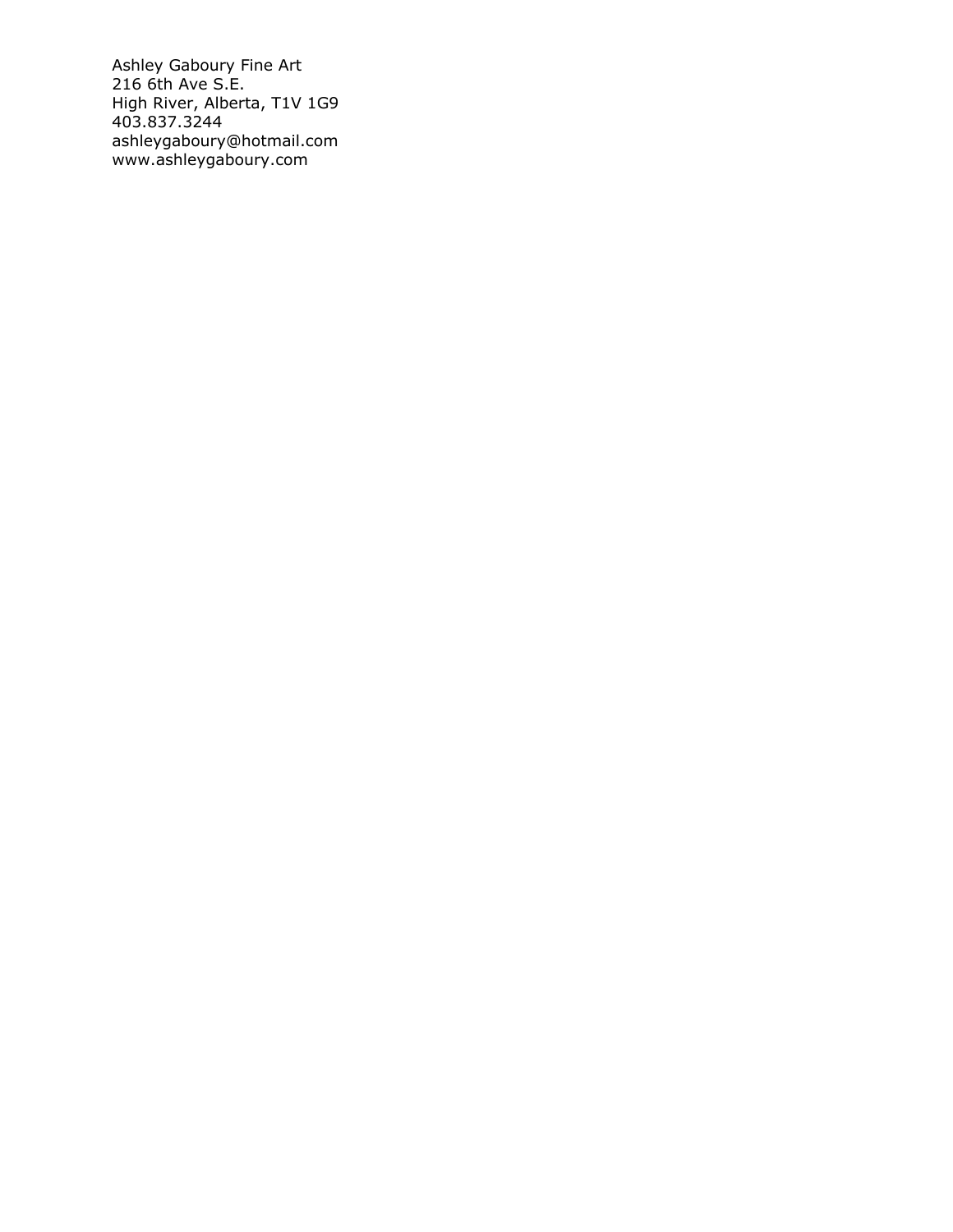Ashley Gaboury Fine Art
216 6th Ave S.E.
High River, Alberta, T1V 1G9
403.837.3244
ashleygaboury@hotmail.com
www.ashleygaboury.com